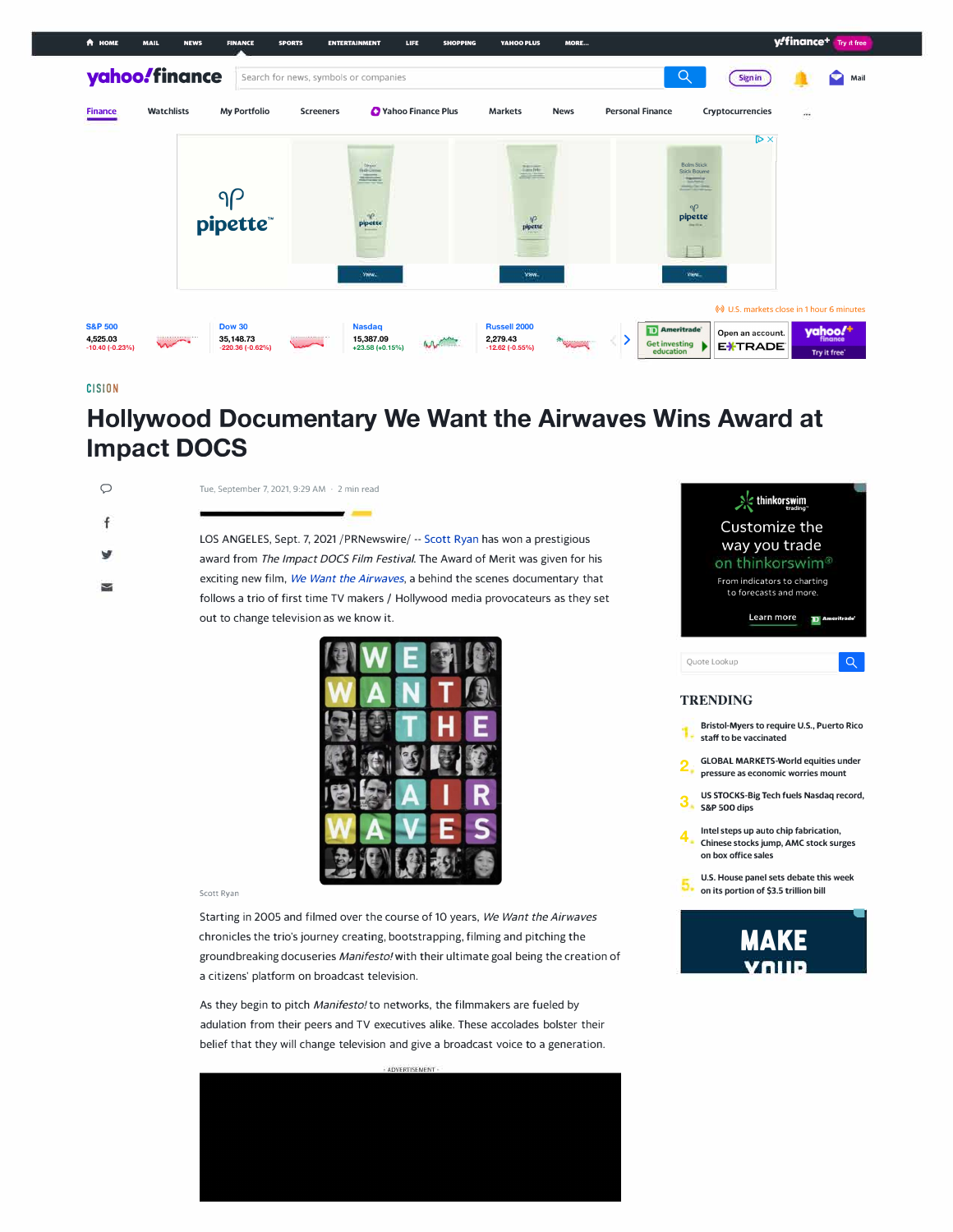CISION

# Hollywood Documentary We Want the Airwaves Wins Award at Impact DOCS

Tue, September 7, 2021, 9:29 AM · 2 min read

LOS ANGELES, Sept. 7, 2021 /PRNewswire/ -- Scott Ryan has won a prestigious award from *The Impact DOCS Film Festival*. The Award of Merit was given for his exciting new film, *We Want the Airwaves*, a behind the scenes documentary that follows a trio of first time TV makers / Hollywood media provocateurs as they set out to change television as we know it.

Scott Ryan

Starting in 2005 and filmed over the course of 10 years, *We Want the Airwaves* chronicles the trio's journey creating, bootstrapping, filming and pitching the groundbreaking docuseries *Manifesto!* with their ultimate goal being the creation of a citizens' platform on broadcast television.

As they begin to pitch *Manifesto!* to networks, the filmmakers are fueled by adulation from their peers and TV executives alike. These accolades bolster their belief that they will change television and give a broadcast voice to a generation.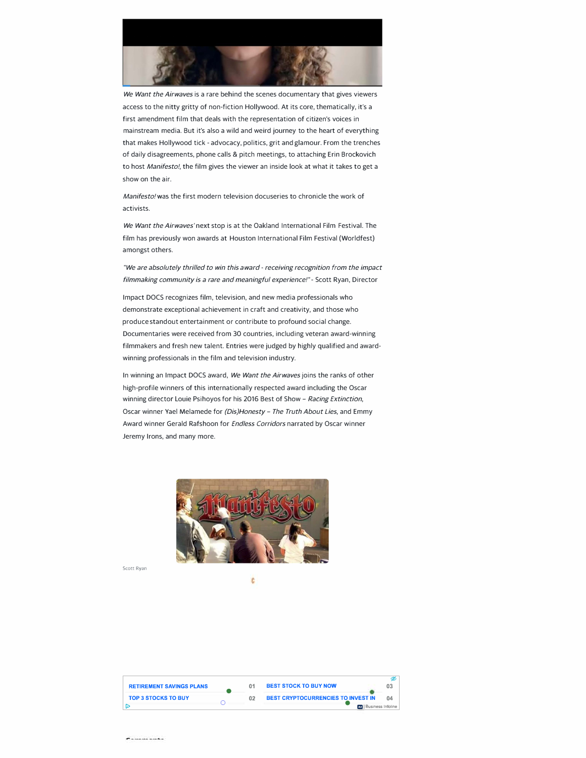*We Want the Airwaves* is a rare behind the scenes documentary that gives viewers access to the nitty gritty of non-fiction Hollywood. At its core, thematically, it's a first amendment film that deals with the representation of citizen's voices in mainstream media. But it's also a wild and weird journey to the heart of everything that makes Hollywood tick - advocacy, politics, grit and glamour. From the trenches of daily disagreements, phone calls & pitch meetings, to attaching Erin Brockovich to host *Manifesto!*, the film gives the viewer an inside look at what it takes to get a show on the air.

*Manifesto!* was the first modern television docuseries to chronicle the work of activists.

*We Want the Airwaves'* next stop is at the Oakland International Film Festival. The film has previously won awards at Houston International Film Festival (Worldfest) amongst others.

*"We are absolutely thrilled to win this award - receiving recognition from the impact filmmaking community is a rare and meaningful experience!"* - Scott Ryan, Director

Impact DOCS recognizes film, television, and new media professionals who demonstrate exceptional achievement in craft and creativity, and those who produce standout entertainment or contribute to profound social change. Documentaries were received from 30 countries, including veteran award-winning filmmakers and fresh new talent. Entries were judged by highly qualified and award-winning professionals in the film and television industry.

In winning an Impact DOCS award, *We Want the Airwaves* joins the ranks of other high-profile winners of this internationally respected award including the Oscar winning director Louie Psihoyos for his 2016 Best of Show – *Racing Extinction*, Oscar winner Yael Melamede for *(Dis)Honesty – The Truth About Lies*, and Emmy Award winner Gerald Rafshoon for *Endless Corridors* narrated by Oscar winner Jeremy Irons, and many more.

Scott Ryan